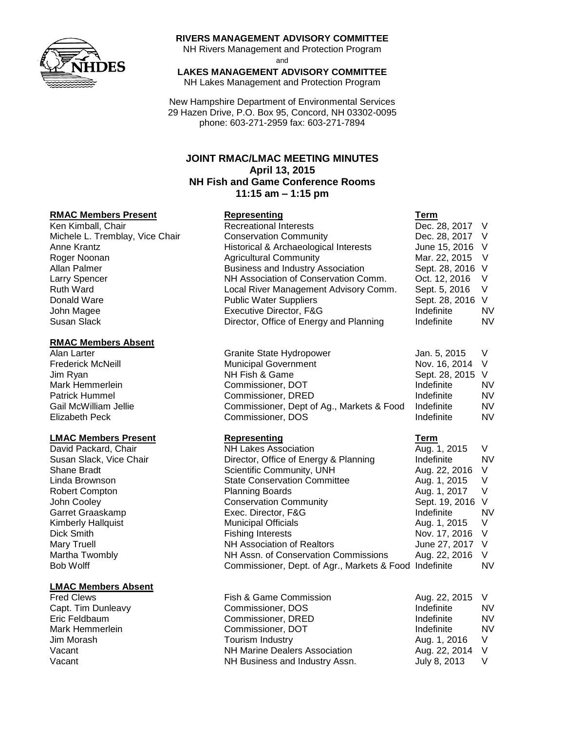**RIVERS MANAGEMENT ADVISORY COMMITTEE**
NH Rivers Management and Protection Program
and
**LAKES MANAGEMENT ADVISORY COMMITTEE**
NH Lakes Management and Protection Program

New Hampshire Department of Environmental Services
29 Hazen Drive, P.O. Box 95, Concord, NH 03302-0095
phone: 603-271-2959 fax: 603-271-7894

# JOINT RMAC/LMAC MEETING MINUTES
**April 13, 2015**
**NH Fish and Game Conference Rooms**
**11:15 am – 1:15 pm**

| **RMAC Members Present** | **Representing** | **Term** | |
|---|---|---|---|
| Ken Kimball, Chair | Recreational Interests | Dec. 28, 2017 | V |
| Michele L. Tremblay, Vice Chair | Conservation Community | Dec. 28, 2017 | V |
| Anne Krantz | Historical & Archaeological Interests | June 15, 2016 | V |
| Roger Noonan | Agricultural Community | Mar. 22, 2015 | V |
| Allan Palmer | Business and Industry Association | Sept. 28, 2016 | V |
| Larry Spencer | NH Association of Conservation Comm. | Oct. 12, 2016 | V |
| Ruth Ward | Local River Management Advisory Comm. | Sept. 5, 2016 | V |
| Donald Ware | Public Water Suppliers | Sept. 28, 2016 | V |
| John Magee | Executive Director, F&G | Indefinite | NV |
| Susan Slack | Director, Office of Energy and Planning | Indefinite | NV |

| **RMAC Members Absent** | | | |
|---|---|---|---|
| Alan Larter | Granite State Hydropower | Jan. 5, 2015 | V |
| Frederick McNeill | Municipal Government | Nov. 16, 2014 | V |
| Jim Ryan | NH Fish & Game | Sept. 28, 2015 | V |
| Mark Hemmerlein | Commissioner, DOT | Indefinite | NV |
| Patrick Hummel | Commissioner, DRED | Indefinite | NV |
| Gail McWilliam Jellie | Commissioner, Dept of Ag., Markets & Food | Indefinite | NV |
| Elizabeth Peck | Commissioner, DOS | Indefinite | NV |

| **LMAC Members Present** | **Representing** | **Term** | |
|---|---|---|---|
| David Packard, Chair | NH Lakes Association | Aug. 1, 2015 | V |
| Susan Slack, Vice Chair | Director, Office of Energy & Planning | Indefinite | NV |
| Shane Bradt | Scientific Community, UNH | Aug. 22, 2016 | V |
| Linda Brownson | State Conservation Committee | Aug. 1, 2015 | V |
| Robert Compton | Planning Boards | Aug. 1, 2017 | V |
| John Cooley | Conservation Community | Sept. 19, 2016 | V |
| Garret Graaskamp | Exec. Director, F&G | Indefinite | NV |
| Kimberly Hallquist | Municipal Officials | Aug. 1, 2015 | V |
| Dick Smith | Fishing Interests | Nov. 17, 2016 | V |
| Mary Truell | NH Association of Realtors | June 27, 2017 | V |
| Martha Twombly | NH Assn. of Conservation Commissions | Aug. 22, 2016 | V |
| Bob Wolff | Commissioner, Dept. of Agr., Markets & Food | Indefinite | NV |

| **LMAC Members Absent** | | | |
|---|---|---|---|
| Fred Clews | Fish & Game Commission | Aug. 22, 2015 | V |
| Capt. Tim Dunleavy | Commissioner, DOS | Indefinite | NV |
| Eric Feldbaum | Commissioner, DRED | Indefinite | NV |
| Mark Hemmerlein | Commissioner, DOT | Indefinite | NV |
| Jim Morash | Tourism Industry | Aug. 1, 2016 | V |
| Vacant | NH Marine Dealers Association | Aug. 22, 2014 | V |
| Vacant | NH Business and Industry Assn. | July 8, 2013 | V |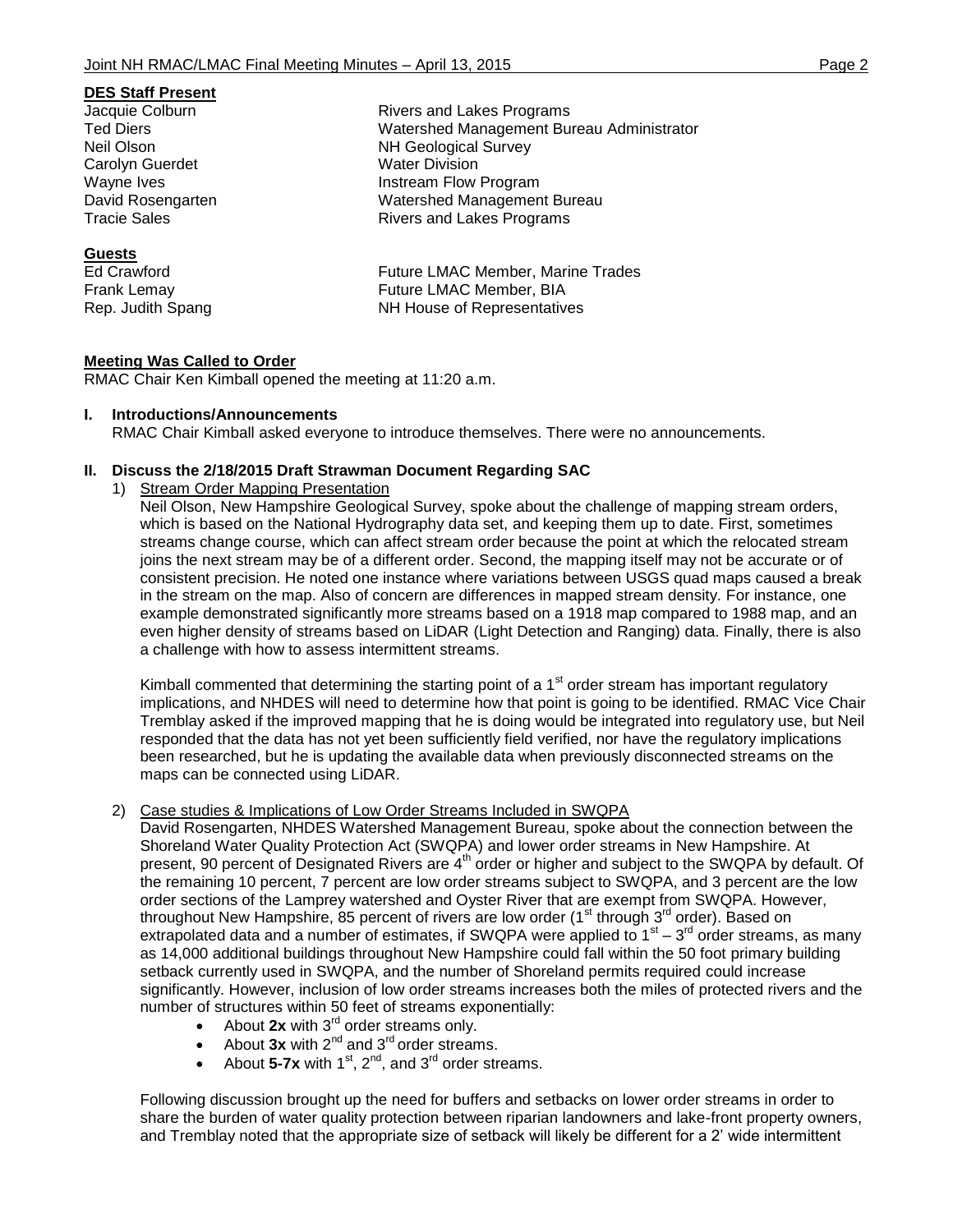**DES Staff Present**

| | |
|---|---|
| Jacquie Colburn | Rivers and Lakes Programs |
| Ted Diers | Watershed Management Bureau Administrator |
| Neil Olson | NH Geological Survey |
| Carolyn Guerdet | Water Division |
| Wayne Ives | Instream Flow Program |
| David Rosengarten | Watershed Management Bureau |
| Tracie Sales | Rivers and Lakes Programs |

**Guests**

| | |
|---|---|
| Ed Crawford | Future LMAC Member, Marine Trades |
| Frank Lemay | Future LMAC Member, BIA |
| Rep. Judith Spang | NH House of Representatives |

**Meeting Was Called to Order**

RMAC Chair Ken Kimball opened the meeting at 11:20 a.m.

**I. Introductions/Announcements**

RMAC Chair Kimball asked everyone to introduce themselves. There were no announcements.

**II. Discuss the 2/18/2015 Draft Strawman Document Regarding SAC**

1) Stream Order Mapping Presentation

Neil Olson, New Hampshire Geological Survey, spoke about the challenge of mapping stream orders, which is based on the National Hydrography data set, and keeping them up to date. First, sometimes streams change course, which can affect stream order because the point at which the relocated stream joins the next stream may be of a different order. Second, the mapping itself may not be accurate or of consistent precision. He noted one instance where variations between USGS quad maps caused a break in the stream on the map. Also of concern are differences in mapped stream density. For instance, one example demonstrated significantly more streams based on a 1918 map compared to 1988 map, and an even higher density of streams based on LiDAR (Light Detection and Ranging) data. Finally, there is also a challenge with how to assess intermittent streams.

Kimball commented that determining the starting point of a 1st order stream has important regulatory implications, and NHDES will need to determine how that point is going to be identified. RMAC Vice Chair Tremblay asked if the improved mapping that he is doing would be integrated into regulatory use, but Neil responded that the data has not yet been sufficiently field verified, nor have the regulatory implications been researched, but he is updating the available data when previously disconnected streams on the maps can be connected using LiDAR.

2) Case studies & Implications of Low Order Streams Included in SWQPA

David Rosengarten, NHDES Watershed Management Bureau, spoke about the connection between the Shoreland Water Quality Protection Act (SWQPA) and lower order streams in New Hampshire. At present, 90 percent of Designated Rivers are 4th order or higher and subject to the SWQPA by default. Of the remaining 10 percent, 7 percent are low order streams subject to SWQPA, and 3 percent are the low order sections of the Lamprey watershed and Oyster River that are exempt from SWQPA. However, throughout New Hampshire, 85 percent of rivers are low order (1st through 3rd order). Based on extrapolated data and a number of estimates, if SWQPA were applied to 1st – 3rd order streams, as many as 14,000 additional buildings throughout New Hampshire could fall within the 50 foot primary building setback currently used in SWQPA, and the number of Shoreland permits required could increase significantly. However, inclusion of low order streams increases both the miles of protected rivers and the number of structures within 50 feet of streams exponentially:

- About **2x** with 3rd order streams only.
- About **3x** with 2nd and 3rd order streams.
- About **5-7x** with 1st, 2nd, and 3rd order streams.

Following discussion brought up the need for buffers and setbacks on lower order streams in order to share the burden of water quality protection between riparian landowners and lake-front property owners, and Tremblay noted that the appropriate size of setback will likely be different for a 2' wide intermittent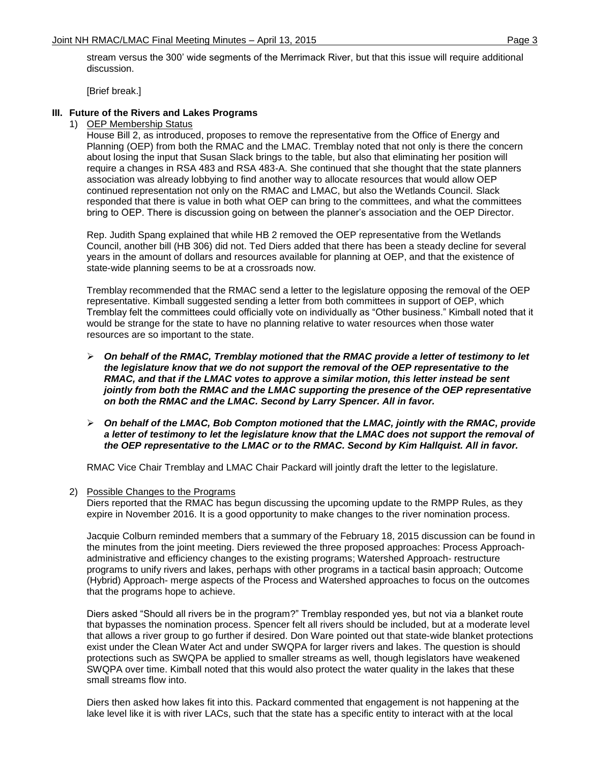stream versus the 300' wide segments of the Merrimack River, but that this issue will require additional discussion.

[Brief break.]

## III. Future of the Rivers and Lakes Programs

1) OEP Membership Status

House Bill 2, as introduced, proposes to remove the representative from the Office of Energy and Planning (OEP) from both the RMAC and the LMAC. Tremblay noted that not only is there the concern about losing the input that Susan Slack brings to the table, but also that eliminating her position will require a changes in RSA 483 and RSA 483-A. She continued that she thought that the state planners association was already lobbying to find another way to allocate resources that would allow OEP continued representation not only on the RMAC and LMAC, but also the Wetlands Council. Slack responded that there is value in both what OEP can bring to the committees, and what the committees bring to OEP. There is discussion going on between the planner's association and the OEP Director.

Rep. Judith Spang explained that while HB 2 removed the OEP representative from the Wetlands Council, another bill (HB 306) did not. Ted Diers added that there has been a steady decline for several years in the amount of dollars and resources available for planning at OEP, and that the existence of state-wide planning seems to be at a crossroads now.

Tremblay recommended that the RMAC send a letter to the legislature opposing the removal of the OEP representative. Kimball suggested sending a letter from both committees in support of OEP, which Tremblay felt the committees could officially vote on individually as "Other business." Kimball noted that it would be strange for the state to have no planning relative to water resources when those water resources are so important to the state.

- ***On behalf of the RMAC, Tremblay motioned that the RMAC provide a letter of testimony to let the legislature know that we do not support the removal of the OEP representative to the RMAC, and that if the LMAC votes to approve a similar motion, this letter instead be sent jointly from both the RMAC and the LMAC supporting the presence of the OEP representative on both the RMAC and the LMAC. Second by Larry Spencer. All in favor.***

- ***On behalf of the LMAC, Bob Compton motioned that the LMAC, jointly with the RMAC, provide a letter of testimony to let the legislature know that the LMAC does not support the removal of the OEP representative to the LMAC or to the RMAC. Second by Kim Hallquist. All in favor.***

RMAC Vice Chair Tremblay and LMAC Chair Packard will jointly draft the letter to the legislature.

2) Possible Changes to the Programs

Diers reported that the RMAC has begun discussing the upcoming update to the RMPP Rules, as they expire in November 2016. It is a good opportunity to make changes to the river nomination process.

Jacquie Colburn reminded members that a summary of the February 18, 2015 discussion can be found in the minutes from the joint meeting. Diers reviewed the three proposed approaches: Process Approach- administrative and efficiency changes to the existing programs; Watershed Approach- restructure programs to unify rivers and lakes, perhaps with other programs in a tactical basin approach; Outcome (Hybrid) Approach- merge aspects of the Process and Watershed approaches to focus on the outcomes that the programs hope to achieve.

Diers asked "Should all rivers be in the program?" Tremblay responded yes, but not via a blanket route that bypasses the nomination process. Spencer felt all rivers should be included, but at a moderate level that allows a river group to go further if desired. Don Ware pointed out that state-wide blanket protections exist under the Clean Water Act and under SWQPA for larger rivers and lakes. The question is should protections such as SWQPA be applied to smaller streams as well, though legislators have weakened SWQPA over time. Kimball noted that this would also protect the water quality in the lakes that these small streams flow into.

Diers then asked how lakes fit into this. Packard commented that engagement is not happening at the lake level like it is with river LACs, such that the state has a specific entity to interact with at the local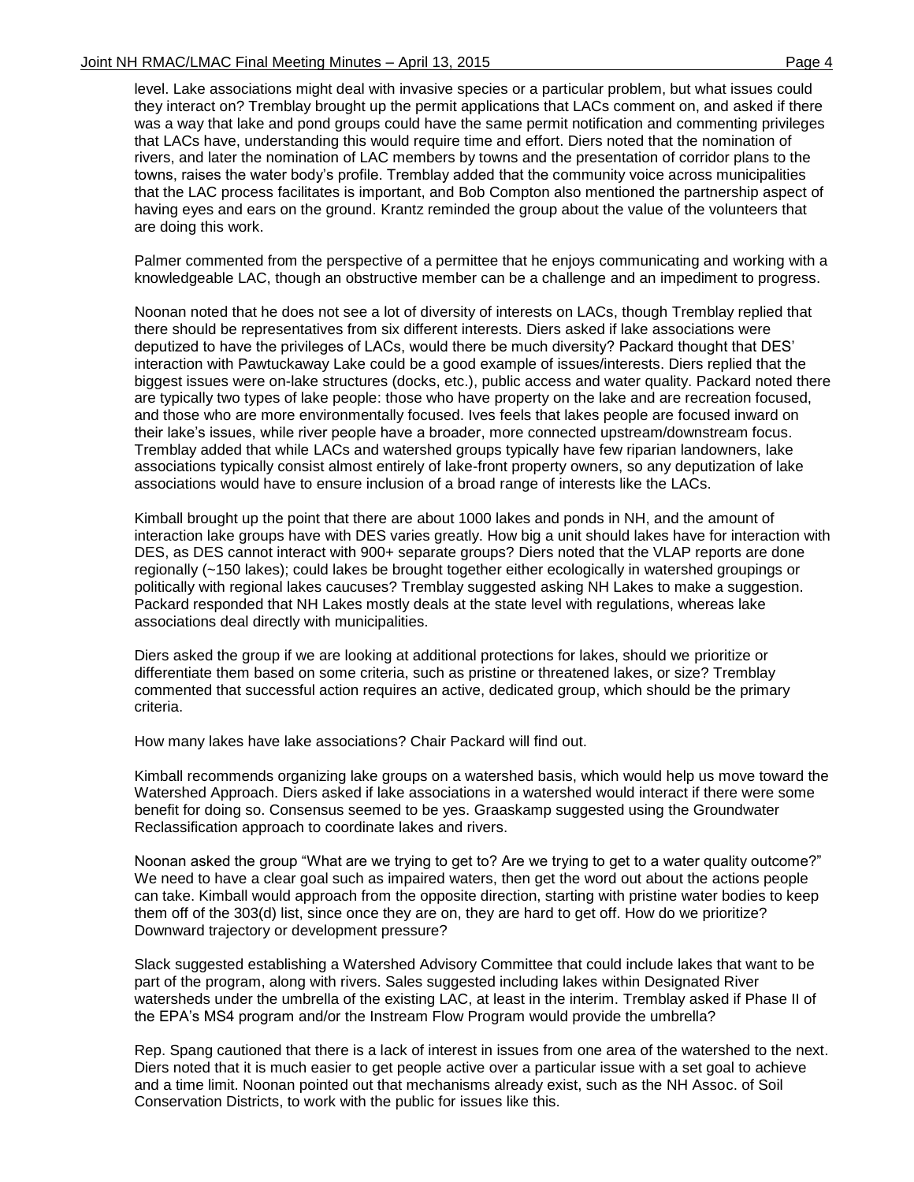level. Lake associations might deal with invasive species or a particular problem, but what issues could they interact on? Tremblay brought up the permit applications that LACs comment on, and asked if there was a way that lake and pond groups could have the same permit notification and commenting privileges that LACs have, understanding this would require time and effort. Diers noted that the nomination of rivers, and later the nomination of LAC members by towns and the presentation of corridor plans to the towns, raises the water body's profile. Tremblay added that the community voice across municipalities that the LAC process facilitates is important, and Bob Compton also mentioned the partnership aspect of having eyes and ears on the ground. Krantz reminded the group about the value of the volunteers that are doing this work.

Palmer commented from the perspective of a permittee that he enjoys communicating and working with a knowledgeable LAC, though an obstructive member can be a challenge and an impediment to progress.

Noonan noted that he does not see a lot of diversity of interests on LACs, though Tremblay replied that there should be representatives from six different interests. Diers asked if lake associations were deputized to have the privileges of LACs, would there be much diversity? Packard thought that DES' interaction with Pawtuckaway Lake could be a good example of issues/interests. Diers replied that the biggest issues were on-lake structures (docks, etc.), public access and water quality. Packard noted there are typically two types of lake people: those who have property on the lake and are recreation focused, and those who are more environmentally focused. Ives feels that lakes people are focused inward on their lake's issues, while river people have a broader, more connected upstream/downstream focus. Tremblay added that while LACs and watershed groups typically have few riparian landowners, lake associations typically consist almost entirely of lake-front property owners, so any deputization of lake associations would have to ensure inclusion of a broad range of interests like the LACs.

Kimball brought up the point that there are about 1000 lakes and ponds in NH, and the amount of interaction lake groups have with DES varies greatly. How big a unit should lakes have for interaction with DES, as DES cannot interact with 900+ separate groups? Diers noted that the VLAP reports are done regionally (~150 lakes); could lakes be brought together either ecologically in watershed groupings or politically with regional lakes caucuses? Tremblay suggested asking NH Lakes to make a suggestion. Packard responded that NH Lakes mostly deals at the state level with regulations, whereas lake associations deal directly with municipalities.

Diers asked the group if we are looking at additional protections for lakes, should we prioritize or differentiate them based on some criteria, such as pristine or threatened lakes, or size? Tremblay commented that successful action requires an active, dedicated group, which should be the primary criteria.

How many lakes have lake associations? Chair Packard will find out.

Kimball recommends organizing lake groups on a watershed basis, which would help us move toward the Watershed Approach. Diers asked if lake associations in a watershed would interact if there were some benefit for doing so. Consensus seemed to be yes. Graaskamp suggested using the Groundwater Reclassification approach to coordinate lakes and rivers.

Noonan asked the group "What are we trying to get to? Are we trying to get to a water quality outcome?" We need to have a clear goal such as impaired waters, then get the word out about the actions people can take. Kimball would approach from the opposite direction, starting with pristine water bodies to keep them off of the 303(d) list, since once they are on, they are hard to get off. How do we prioritize? Downward trajectory or development pressure?

Slack suggested establishing a Watershed Advisory Committee that could include lakes that want to be part of the program, along with rivers. Sales suggested including lakes within Designated River watersheds under the umbrella of the existing LAC, at least in the interim. Tremblay asked if Phase II of the EPA's MS4 program and/or the Instream Flow Program would provide the umbrella?

Rep. Spang cautioned that there is a lack of interest in issues from one area of the watershed to the next. Diers noted that it is much easier to get people active over a particular issue with a set goal to achieve and a time limit. Noonan pointed out that mechanisms already exist, such as the NH Assoc. of Soil Conservation Districts, to work with the public for issues like this.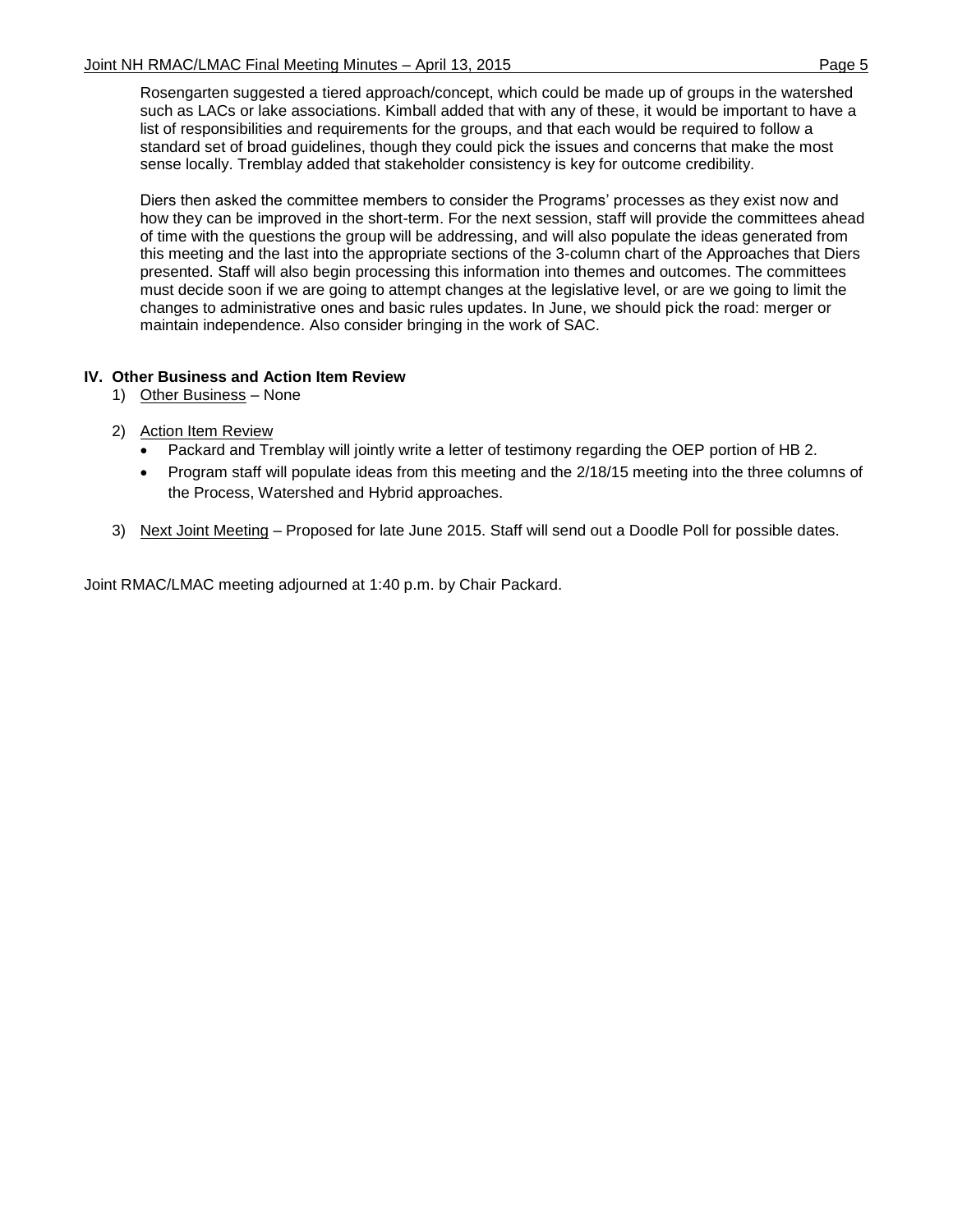Rosengarten suggested a tiered approach/concept, which could be made up of groups in the watershed such as LACs or lake associations. Kimball added that with any of these, it would be important to have a list of responsibilities and requirements for the groups, and that each would be required to follow a standard set of broad guidelines, though they could pick the issues and concerns that make the most sense locally. Tremblay added that stakeholder consistency is key for outcome credibility.

Diers then asked the committee members to consider the Programs' processes as they exist now and how they can be improved in the short-term. For the next session, staff will provide the committees ahead of time with the questions the group will be addressing, and will also populate the ideas generated from this meeting and the last into the appropriate sections of the 3-column chart of the Approaches that Diers presented. Staff will also begin processing this information into themes and outcomes. The committees must decide soon if we are going to attempt changes at the legislative level, or are we going to limit the changes to administrative ones and basic rules updates. In June, we should pick the road: merger or maintain independence. Also consider bringing in the work of SAC.

**IV. Other Business and Action Item Review**

1) Other Business – None

2) Action Item Review
   - Packard and Tremblay will jointly write a letter of testimony regarding the OEP portion of HB 2.
   - Program staff will populate ideas from this meeting and the 2/18/15 meeting into the three columns of the Process, Watershed and Hybrid approaches.

3) Next Joint Meeting – Proposed for late June 2015. Staff will send out a Doodle Poll for possible dates.

Joint RMAC/LMAC meeting adjourned at 1:40 p.m. by Chair Packard.